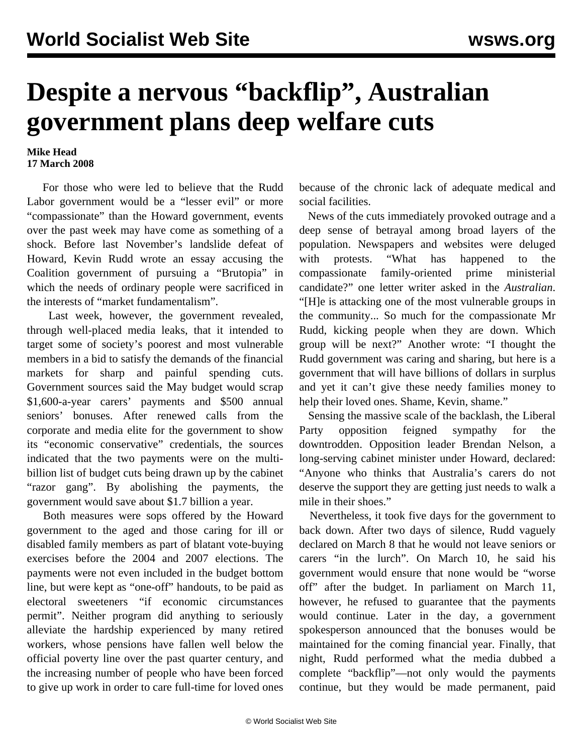# Despite a nervous "backflip", Australian government plans deep welfare cuts

**Mike Head**
**17 March 2008**

For those who were led to believe that the Rudd Labor government would be a "lesser evil" or more "compassionate" than the Howard government, events over the past week may have come as something of a shock. Before last November's landslide defeat of Howard, Kevin Rudd wrote an essay accusing the Coalition government of pursuing a "Brutopia" in which the needs of ordinary people were sacrificed in the interests of "market fundamentalism".

Last week, however, the government revealed, through well-placed media leaks, that it intended to target some of society's poorest and most vulnerable members in a bid to satisfy the demands of the financial markets for sharp and painful spending cuts. Government sources said the May budget would scrap $1,600-a-year carers' payments and $500 annual seniors' bonuses. After renewed calls from the corporate and media elite for the government to show its "economic conservative" credentials, the sources indicated that the two payments were on the multi-billion list of budget cuts being drawn up by the cabinet "razor gang". By abolishing the payments, the government would save about $1.7 billion a year.

Both measures were sops offered by the Howard government to the aged and those caring for ill or disabled family members as part of blatant vote-buying exercises before the 2004 and 2007 elections. The payments were not even included in the budget bottom line, but were kept as "one-off" handouts, to be paid as electoral sweeteners "if economic circumstances permit". Neither program did anything to seriously alleviate the hardship experienced by many retired workers, whose pensions have fallen well below the official poverty line over the past quarter century, and the increasing number of people who have been forced to give up work in order to care full-time for loved ones because of the chronic lack of adequate medical and social facilities.

News of the cuts immediately provoked outrage and a deep sense of betrayal among broad layers of the population. Newspapers and websites were deluged with protests. "What has happened to the compassionate family-oriented prime ministerial candidate?" one letter writer asked in the *Australian*. "[H]e is attacking one of the most vulnerable groups in the community... So much for the compassionate Mr Rudd, kicking people when they are down. Which group will be next?" Another wrote: "I thought the Rudd government was caring and sharing, but here is a government that will have billions of dollars in surplus and yet it can't give these needy families money to help their loved ones. Shame, Kevin, shame."

Sensing the massive scale of the backlash, the Liberal Party opposition feigned sympathy for the downtrodden. Opposition leader Brendan Nelson, a long-serving cabinet minister under Howard, declared: "Anyone who thinks that Australia's carers do not deserve the support they are getting just needs to walk a mile in their shoes."

Nevertheless, it took five days for the government to back down. After two days of silence, Rudd vaguely declared on March 8 that he would not leave seniors or carers "in the lurch". On March 10, he said his government would ensure that none would be "worse off" after the budget. In parliament on March 11, however, he refused to guarantee that the payments would continue. Later in the day, a government spokesperson announced that the bonuses would be maintained for the coming financial year. Finally, that night, Rudd performed what the media dubbed a complete "backflip"—not only would the payments continue, but they would be made permanent, paid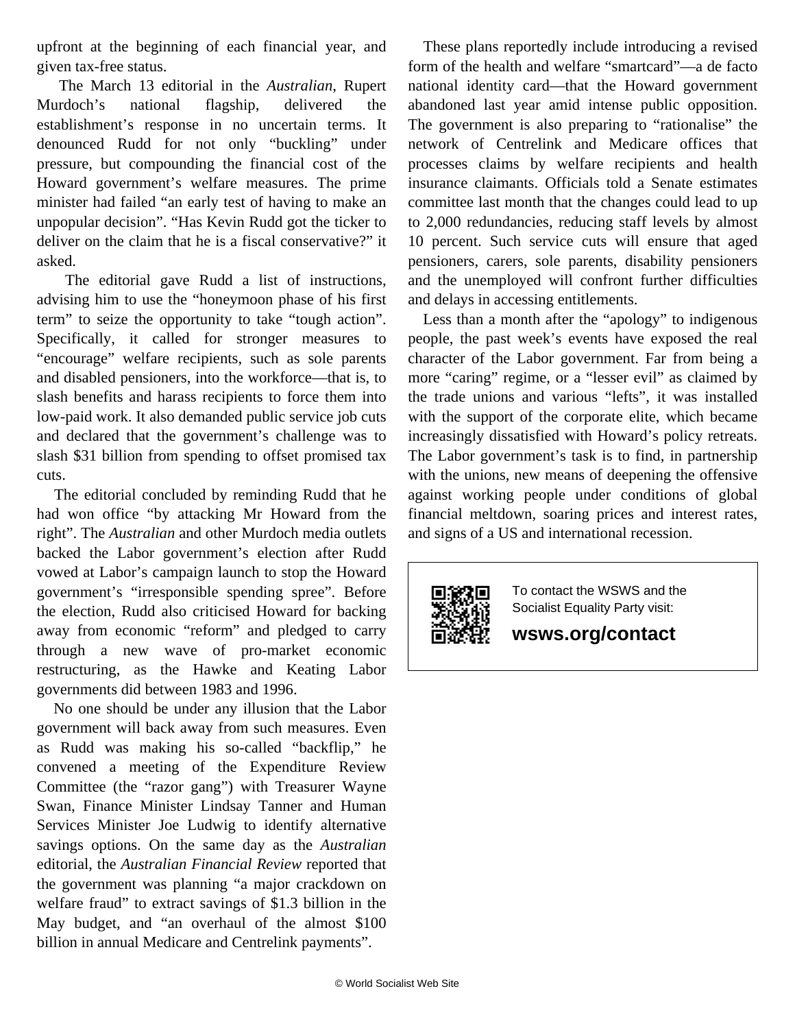upfront at the beginning of each financial year, and given tax-free status.

The March 13 editorial in the *Australian*, Rupert Murdoch's national flagship, delivered the establishment's response in no uncertain terms. It denounced Rudd for not only "buckling" under pressure, but compounding the financial cost of the Howard government's welfare measures. The prime minister had failed "an early test of having to make an unpopular decision". "Has Kevin Rudd got the ticker to deliver on the claim that he is a fiscal conservative?" it asked.

The editorial gave Rudd a list of instructions, advising him to use the "honeymoon phase of his first term" to seize the opportunity to take "tough action". Specifically, it called for stronger measures to "encourage" welfare recipients, such as sole parents and disabled pensioners, into the workforce—that is, to slash benefits and harass recipients to force them into low-paid work. It also demanded public service job cuts and declared that the government's challenge was to slash $31 billion from spending to offset promised tax cuts.

The editorial concluded by reminding Rudd that he had won office "by attacking Mr Howard from the right". The *Australian* and other Murdoch media outlets backed the Labor government's election after Rudd vowed at Labor's campaign launch to stop the Howard government's "irresponsible spending spree". Before the election, Rudd also criticised Howard for backing away from economic "reform" and pledged to carry through a new wave of pro-market economic restructuring, as the Hawke and Keating Labor governments did between 1983 and 1996.

No one should be under any illusion that the Labor government will back away from such measures. Even as Rudd was making his so-called "backflip," he convened a meeting of the Expenditure Review Committee (the "razor gang") with Treasurer Wayne Swan, Finance Minister Lindsay Tanner and Human Services Minister Joe Ludwig to identify alternative savings options. On the same day as the *Australian* editorial, the *Australian Financial Review* reported that the government was planning "a major crackdown on welfare fraud" to extract savings of $1.3 billion in the May budget, and "an overhaul of the almost $100 billion in annual Medicare and Centrelink payments".

These plans reportedly include introducing a revised form of the health and welfare "smartcard"—a de facto national identity card—that the Howard government abandoned last year amid intense public opposition. The government is also preparing to "rationalise" the network of Centrelink and Medicare offices that processes claims by welfare recipients and health insurance claimants. Officials told a Senate estimates committee last month that the changes could lead to up to 2,000 redundancies, reducing staff levels by almost 10 percent. Such service cuts will ensure that aged pensioners, carers, sole parents, disability pensioners and the unemployed will confront further difficulties and delays in accessing entitlements.

Less than a month after the "apology" to indigenous people, the past week's events have exposed the real character of the Labor government. Far from being a more "caring" regime, or a "lesser evil" as claimed by the trade unions and various "lefts", it was installed with the support of the corporate elite, which became increasingly dissatisfied with Howard's policy retreats. The Labor government's task is to find, in partnership with the unions, new means of deepening the offensive against working people under conditions of global financial meltdown, soaring prices and interest rates, and signs of a US and international recession.

To contact the WSWS and the Socialist Equality Party visit:

**wsws.org/contact**